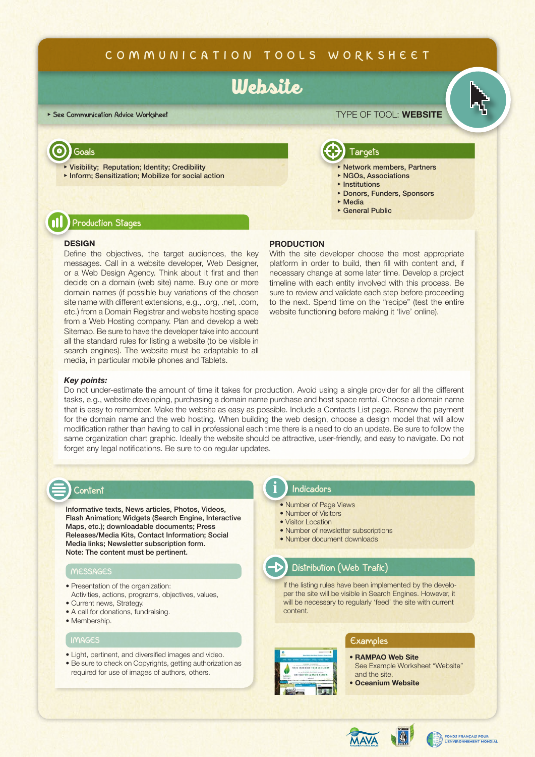# COMMUNICATION TOOLS WORKSHEET

## Website

▸ See Communication Advice Worksheet

TYPE OF TOOL: **WEBSITE**

### Goals

- **Visibility; Reputation; Identity; Credibility**
- **Inform; Sensitization; Mobilize for social action**

### Targets

- **Network members, Partners**
- **NGOs, Associations**
- **Institutions**
- **Donors, Funders, Sponsors**
- **Media**
- **General Public**

### Production Stages

**DESIGN**

Define the objectives, the target audiences, the key messages. Call in a website developer, Web Designer, or a Web Design Agency. Think about it first and then decide on a domain (web site) name. Buy one or more domain names (if possible buy variations of the chosen site name with different extensions, e.g., .org, .net, .com, etc.) from a Domain Registrar and website hosting space from a Web Hosting company. Plan and develop a web Sitemap. Be sure to have the developer take into account all the standard rules for listing a website (to be visible in search engines). The website must be adaptable to all media, in particular mobile phones and Tablets.

**PRODUCTION**

With the site developer choose the most appropriate platform in order to build, then fill with content and, if necessary change at some later time. Develop a project timeline with each entity involved with this process. Be sure to review and validate each step before proceeding to the next. Spend time on the "recipe" (test the entire website functioning before making it 'live' online).

***Key points:***

Do not under-estimate the amount of time it takes for production. Avoid using a single provider for all the different tasks, e.g., website developing, purchasing a domain name purchase and host space rental. Choose a domain name that is easy to remember. Make the website as easy as possible. Include a Contacts List page. Renew the payment for the domain name and the web hosting. When building the web design, choose a design model that will allow modification rather than having to call in professional each time there is a need to do an update. Be sure to follow the same organization chart graphic. Ideally the website should be attractive, user-friendly, and easy to navigate. Do not forget any legal notifications. Be sure to do regular updates.

### Content

**Informative texts, News articles, Photos, Videos, Flash Animation; Widgets (Search Engine, Interactive Maps, etc.); downloadable documents; Press Releases/Media Kits, Contact Information; Social Media links; Newsletter subscription form.**
**Note: The content must be pertinent.**

#### MESSAGES

- Presentation of the organization: Activities, actions, programs, objectives, values,
- Current news, Strategy.
- A call for donations, fundraising.
- Membership.

#### IMAGES

- Light, pertinent, and diversified images and video.
- Be sure to check on Copyrights, getting authorization as required for use of images of authors, others.

### Indicators

- Number of Page Views
- Number of Visitors
- Visitor Location
- Number of newsletter subscriptions
- Number document downloads

### Distribution (Web Trafic)

If the listing rules have been implemented by the developer the site will be visible in Search Engines. However, it will be necessary to regularly 'feed' the site with current content.

### Examples

- **RAMPAO Web Site**
  See Example Worksheet "Website" and the site.
- **Oceanium Website**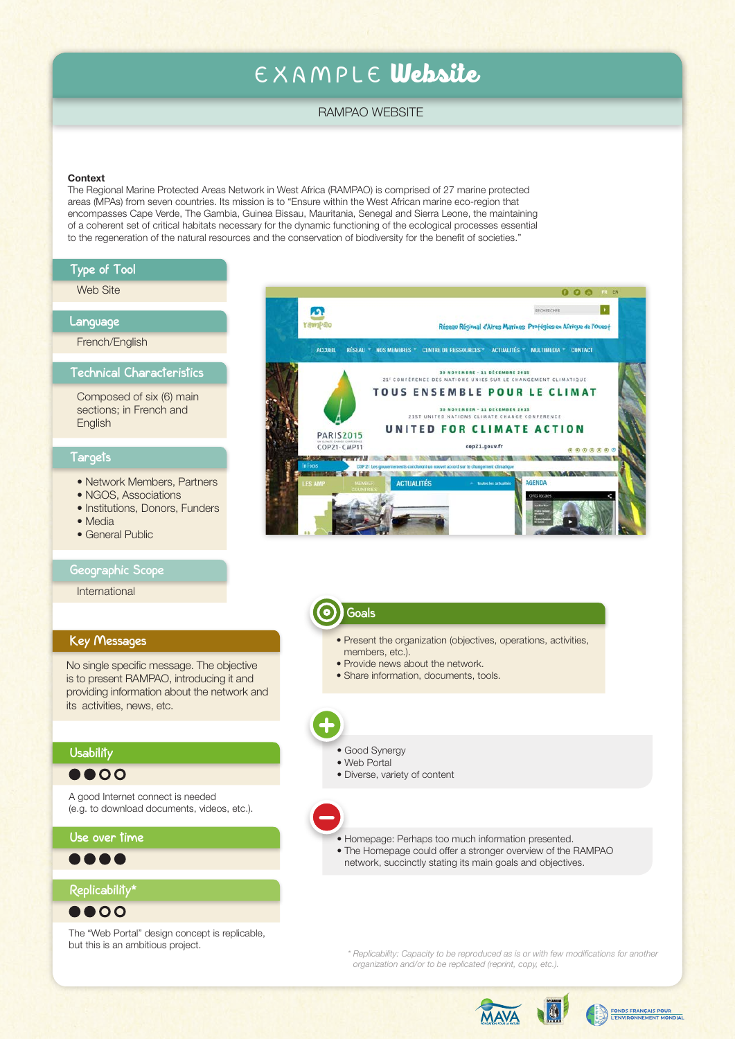# EXAMPLE Website

RAMPAO WEBSITE

**Context**

The Regional Marine Protected Areas Network in West Africa (RAMPAO) is comprised of 27 marine protected areas (MPAs) from seven countries. Its mission is to "Ensure within the West African marine eco-region that encompasses Cape Verde, The Gambia, Guinea Bissau, Mauritania, Senegal and Sierra Leone, the maintaining of a coherent set of critical habitats necessary for the dynamic functioning of the ecological processes essential to the regeneration of the natural resources and the conservation of biodiversity for the benefit of societies."

## Type of Tool

Web Site

## Language

French/English

## Technical Characteristics

Composed of six (6) main sections; in French and English

## Targets

- Network Members, Partners
- NGOS, Associations
- Institutions, Donors, Funders
- Media
- General Public

## Geographic Scope

International

## Key Messages

No single specific message. The objective is to present RAMPAO, introducing it and providing information about the network and its activities, news, etc.

## Usability

●●○○

A good Internet connect is needed (e.g. to download documents, videos, etc.).

## Use over time

●●●●

## Replicability*

●●○○

The "Web Portal" design concept is replicable, but this is an ambitious project.

## Goals

- Present the organization (objectives, operations, activities, members, etc.).
- Provide news about the network.
- Share information, documents, tools.

## +

- Good Synergy
- Web Portal
- Diverse, variety of content

## –

- Homepage: Perhaps too much information presented.
- The Homepage could offer a stronger overview of the RAMPAO network, succinctly stating its main goals and objectives.

*\* Replicability: Capacity to be reproduced as is or with few modifications for another organization and/or to be replicated (reprint, copy, etc.).*